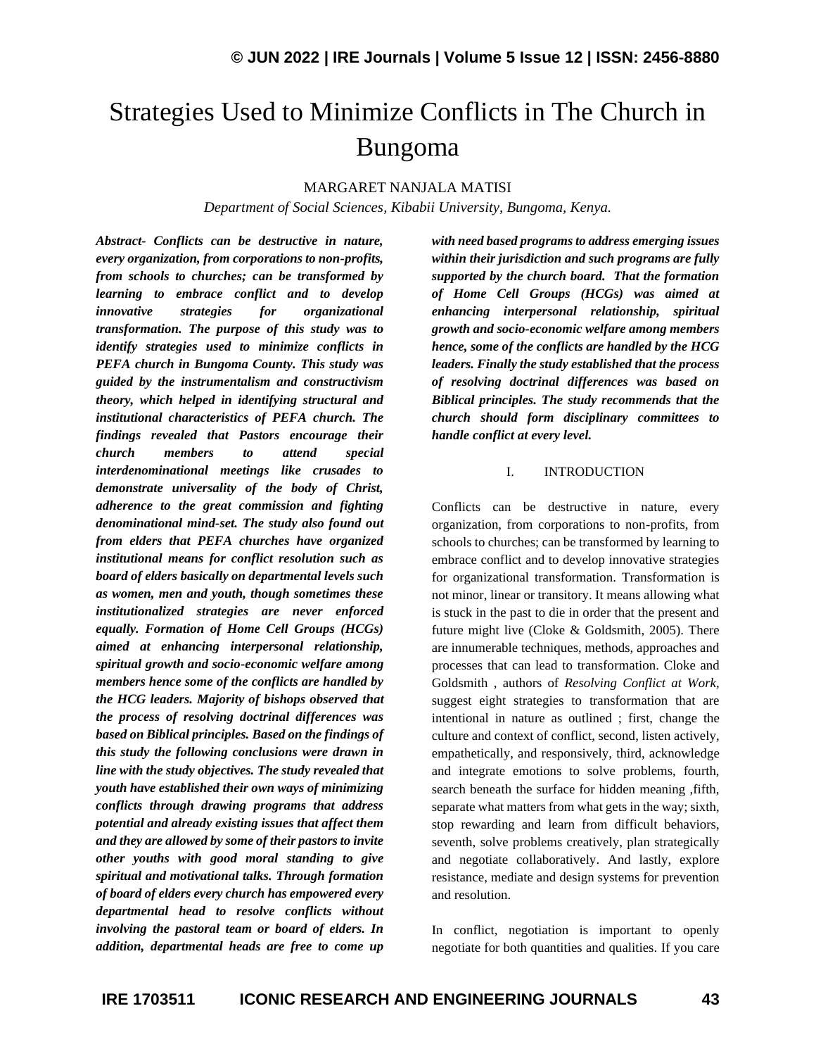# Strategies Used to Minimize Conflicts in The Church in Bungoma

MARGARET NANJALA MATISI

*Department of Social Sciences, Kibabii University, Bungoma, Kenya.*

***Abstract-** Conflicts can be destructive in nature, every organization, from corporations to non-profits, from schools to churches; can be transformed by learning to embrace conflict and to develop innovative strategies for organizational transformation. The purpose of this study was to identify strategies used to minimize conflicts in PEFA church in Bungoma County. This study was guided by the instrumentalism and constructivism theory, which helped in identifying structural and institutional characteristics of PEFA church. The findings revealed that Pastors encourage their church members to attend special interdenominational meetings like crusades to demonstrate universality of the body of Christ, adherence to the great commission and fighting denominational mind-set. The study also found out from elders that PEFA churches have organized institutional means for conflict resolution such as board of elders basically on departmental levels such as women, men and youth, though sometimes these institutionalized strategies are never enforced equally. Formation of Home Cell Groups (HCGs) aimed at enhancing interpersonal relationship, spiritual growth and socio-economic welfare among members hence some of the conflicts are handled by the HCG leaders. Majority of bishops observed that the process of resolving doctrinal differences was based on Biblical principles. Based on the findings of this study the following conclusions were drawn in line with the study objectives. The study revealed that youth have established their own ways of minimizing conflicts through drawing programs that address potential and already existing issues that affect them and they are allowed by some of their pastors to invite other youths with good moral standing to give spiritual and motivational talks. Through formation of board of elders every church has empowered every departmental head to resolve conflicts without involving the pastoral team or board of elders. In addition, departmental heads are free to come up with need based programs to address emerging issues within their jurisdiction and such programs are fully supported by the church board. That the formation of Home Cell Groups (HCGs) was aimed at enhancing interpersonal relationship, spiritual growth and socio-economic welfare among members hence, some of the conflicts are handled by the HCG leaders. Finally the study established that the process of resolving doctrinal differences was based on Biblical principles. The study recommends that the church should form disciplinary committees to handle conflict at every level.*

## I. INTRODUCTION

Conflicts can be destructive in nature, every organization, from corporations to non-profits, from schools to churches; can be transformed by learning to embrace conflict and to develop innovative strategies for organizational transformation. Transformation is not minor, linear or transitory. It means allowing what is stuck in the past to die in order that the present and future might live (Cloke & Goldsmith, 2005). There are innumerable techniques, methods, approaches and processes that can lead to transformation. Cloke and Goldsmith , authors of *Resolving Conflict at Work,* suggest eight strategies to transformation that are intentional in nature as outlined ; first, change the culture and context of conflict, second, listen actively, empathetically, and responsively, third, acknowledge and integrate emotions to solve problems, fourth, search beneath the surface for hidden meaning ,fifth, separate what matters from what gets in the way; sixth, stop rewarding and learn from difficult behaviors, seventh, solve problems creatively, plan strategically and negotiate collaboratively. And lastly, explore resistance, mediate and design systems for prevention and resolution.

In conflict, negotiation is important to openly negotiate for both quantities and qualities. If you care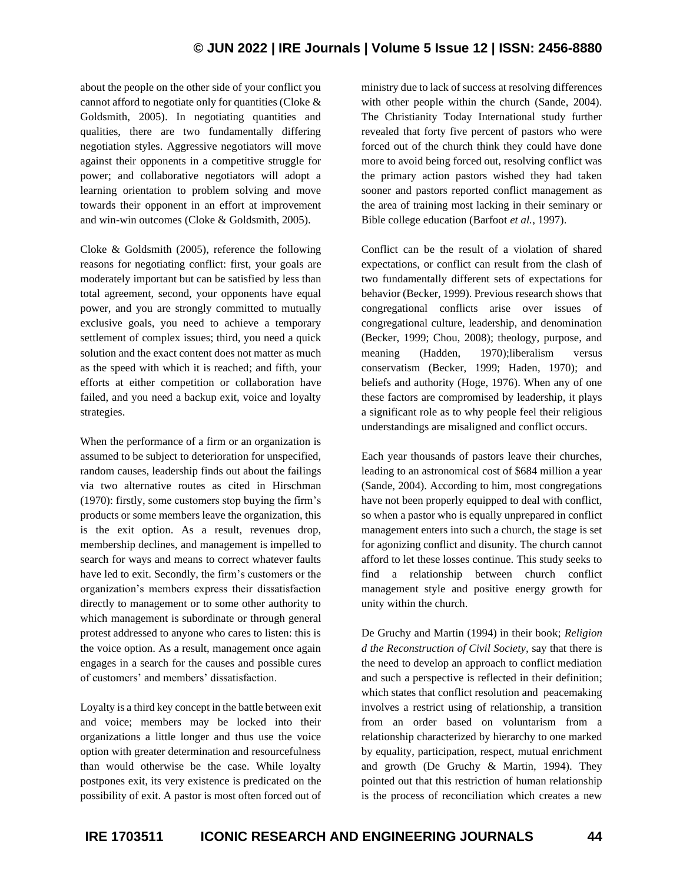about the people on the other side of your conflict you cannot afford to negotiate only for quantities (Cloke & Goldsmith, 2005). In negotiating quantities and qualities, there are two fundamentally differing negotiation styles. Aggressive negotiators will move against their opponents in a competitive struggle for power; and collaborative negotiators will adopt a learning orientation to problem solving and move towards their opponent in an effort at improvement and win-win outcomes (Cloke & Goldsmith, 2005).

Cloke & Goldsmith (2005), reference the following reasons for negotiating conflict: first, your goals are moderately important but can be satisfied by less than total agreement, second, your opponents have equal power, and you are strongly committed to mutually exclusive goals, you need to achieve a temporary settlement of complex issues; third, you need a quick solution and the exact content does not matter as much as the speed with which it is reached; and fifth, your efforts at either competition or collaboration have failed, and you need a backup exit, voice and loyalty strategies.

When the performance of a firm or an organization is assumed to be subject to deterioration for unspecified, random causes, leadership finds out about the failings via two alternative routes as cited in Hirschman (1970): firstly, some customers stop buying the firm's products or some members leave the organization, this is the exit option. As a result, revenues drop, membership declines, and management is impelled to search for ways and means to correct whatever faults have led to exit. Secondly, the firm's customers or the organization's members express their dissatisfaction directly to management or to some other authority to which management is subordinate or through general protest addressed to anyone who cares to listen: this is the voice option. As a result, management once again engages in a search for the causes and possible cures of customers' and members' dissatisfaction.

Loyalty is a third key concept in the battle between exit and voice; members may be locked into their organizations a little longer and thus use the voice option with greater determination and resourcefulness than would otherwise be the case. While loyalty postpones exit, its very existence is predicated on the possibility of exit. A pastor is most often forced out of ministry due to lack of success at resolving differences with other people within the church (Sande, 2004). The Christianity Today International study further revealed that forty five percent of pastors who were forced out of the church think they could have done more to avoid being forced out, resolving conflict was the primary action pastors wished they had taken sooner and pastors reported conflict management as the area of training most lacking in their seminary or Bible college education (Barfoot *et al.*, 1997).

Conflict can be the result of a violation of shared expectations, or conflict can result from the clash of two fundamentally different sets of expectations for behavior (Becker, 1999). Previous research shows that congregational conflicts arise over issues of congregational culture, leadership, and denomination (Becker, 1999; Chou, 2008); theology, purpose, and meaning (Hadden, 1970);liberalism versus conservatism (Becker, 1999; Haden, 1970); and beliefs and authority (Hoge, 1976). When any of one these factors are compromised by leadership, it plays a significant role as to why people feel their religious understandings are misaligned and conflict occurs.

Each year thousands of pastors leave their churches, leading to an astronomical cost of $684 million a year (Sande, 2004). According to him, most congregations have not been properly equipped to deal with conflict, so when a pastor who is equally unprepared in conflict management enters into such a church, the stage is set for agonizing conflict and disunity. The church cannot afford to let these losses continue. This study seeks to find a relationship between church conflict management style and positive energy growth for unity within the church.

De Gruchy and Martin (1994) in their book; *Religion d the Reconstruction of Civil Society*, say that there is the need to develop an approach to conflict mediation and such a perspective is reflected in their definition; which states that conflict resolution and peacemaking involves a restrict using of relationship, a transition from an order based on voluntarism from a relationship characterized by hierarchy to one marked by equality, participation, respect, mutual enrichment and growth (De Gruchy & Martin, 1994). They pointed out that this restriction of human relationship is the process of reconciliation which creates a new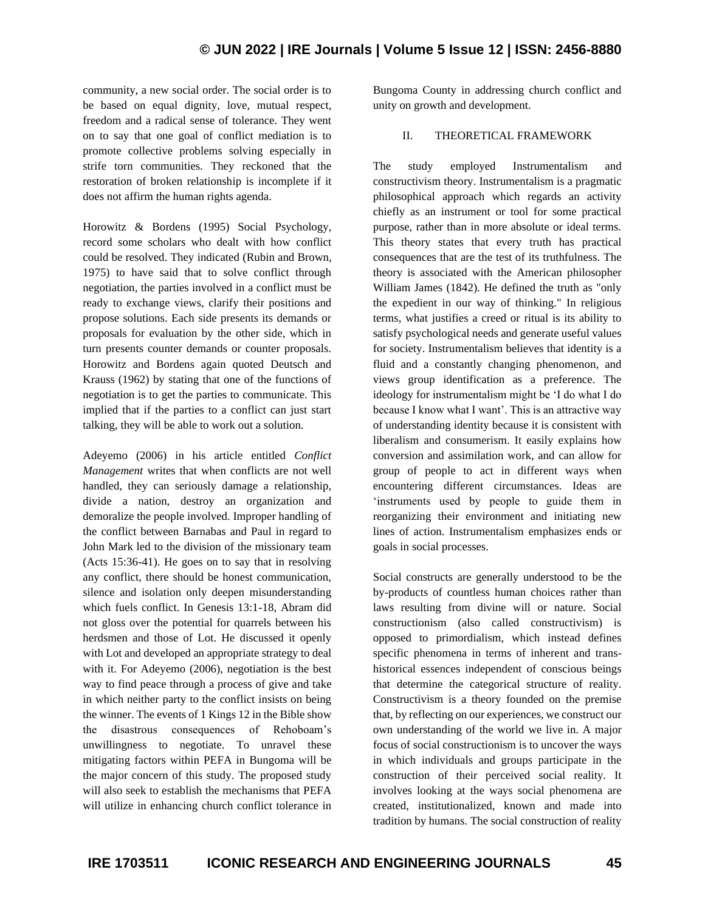community, a new social order. The social order is to be based on equal dignity, love, mutual respect, freedom and a radical sense of tolerance. They went on to say that one goal of conflict mediation is to promote collective problems solving especially in strife torn communities. They reckoned that the restoration of broken relationship is incomplete if it does not affirm the human rights agenda.

Horowitz & Bordens (1995) Social Psychology, record some scholars who dealt with how conflict could be resolved. They indicated (Rubin and Brown, 1975) to have said that to solve conflict through negotiation, the parties involved in a conflict must be ready to exchange views, clarify their positions and propose solutions. Each side presents its demands or proposals for evaluation by the other side, which in turn presents counter demands or counter proposals. Horowitz and Bordens again quoted Deutsch and Krauss (1962) by stating that one of the functions of negotiation is to get the parties to communicate. This implied that if the parties to a conflict can just start talking, they will be able to work out a solution.

Adeyemo (2006) in his article entitled *Conflict Management* writes that when conflicts are not well handled, they can seriously damage a relationship, divide a nation, destroy an organization and demoralize the people involved. Improper handling of the conflict between Barnabas and Paul in regard to John Mark led to the division of the missionary team (Acts 15:36-41). He goes on to say that in resolving any conflict, there should be honest communication, silence and isolation only deepen misunderstanding which fuels conflict. In Genesis 13:1-18, Abram did not gloss over the potential for quarrels between his herdsmen and those of Lot. He discussed it openly with Lot and developed an appropriate strategy to deal with it. For Adeyemo (2006), negotiation is the best way to find peace through a process of give and take in which neither party to the conflict insists on being the winner. The events of 1 Kings 12 in the Bible show the disastrous consequences of Rehoboam's unwillingness to negotiate. To unravel these mitigating factors within PEFA in Bungoma will be the major concern of this study. The proposed study will also seek to establish the mechanisms that PEFA will utilize in enhancing church conflict tolerance in Bungoma County in addressing church conflict and unity on growth and development.

## II. THEORETICAL FRAMEWORK

The study employed Instrumentalism and constructivism theory. Instrumentalism is a pragmatic philosophical approach which regards an activity chiefly as an instrument or tool for some practical purpose, rather than in more absolute or ideal terms. This theory states that every truth has practical consequences that are the test of its truthfulness. The theory is associated with the American philosopher William James (1842). He defined the truth as "only the expedient in our way of thinking." In religious terms, what justifies a creed or ritual is its ability to satisfy psychological needs and generate useful values for society. Instrumentalism believes that identity is a fluid and a constantly changing phenomenon, and views group identification as a preference. The ideology for instrumentalism might be 'I do what I do because I know what I want'. This is an attractive way of understanding identity because it is consistent with liberalism and consumerism. It easily explains how conversion and assimilation work, and can allow for group of people to act in different ways when encountering different circumstances. Ideas are 'instruments used by people to guide them in reorganizing their environment and initiating new lines of action. Instrumentalism emphasizes ends or goals in social processes.

Social constructs are generally understood to be the by-products of countless human choices rather than laws resulting from divine will or nature. Social constructionism (also called constructivism) is opposed to primordialism, which instead defines specific phenomena in terms of inherent and trans-historical essences independent of conscious beings that determine the categorical structure of reality. Constructivism is a theory founded on the premise that, by reflecting on our experiences, we construct our own understanding of the world we live in. A major focus of social constructionism is to uncover the ways in which individuals and groups participate in the construction of their perceived social reality. It involves looking at the ways social phenomena are created, institutionalized, known and made into tradition by humans. The social construction of reality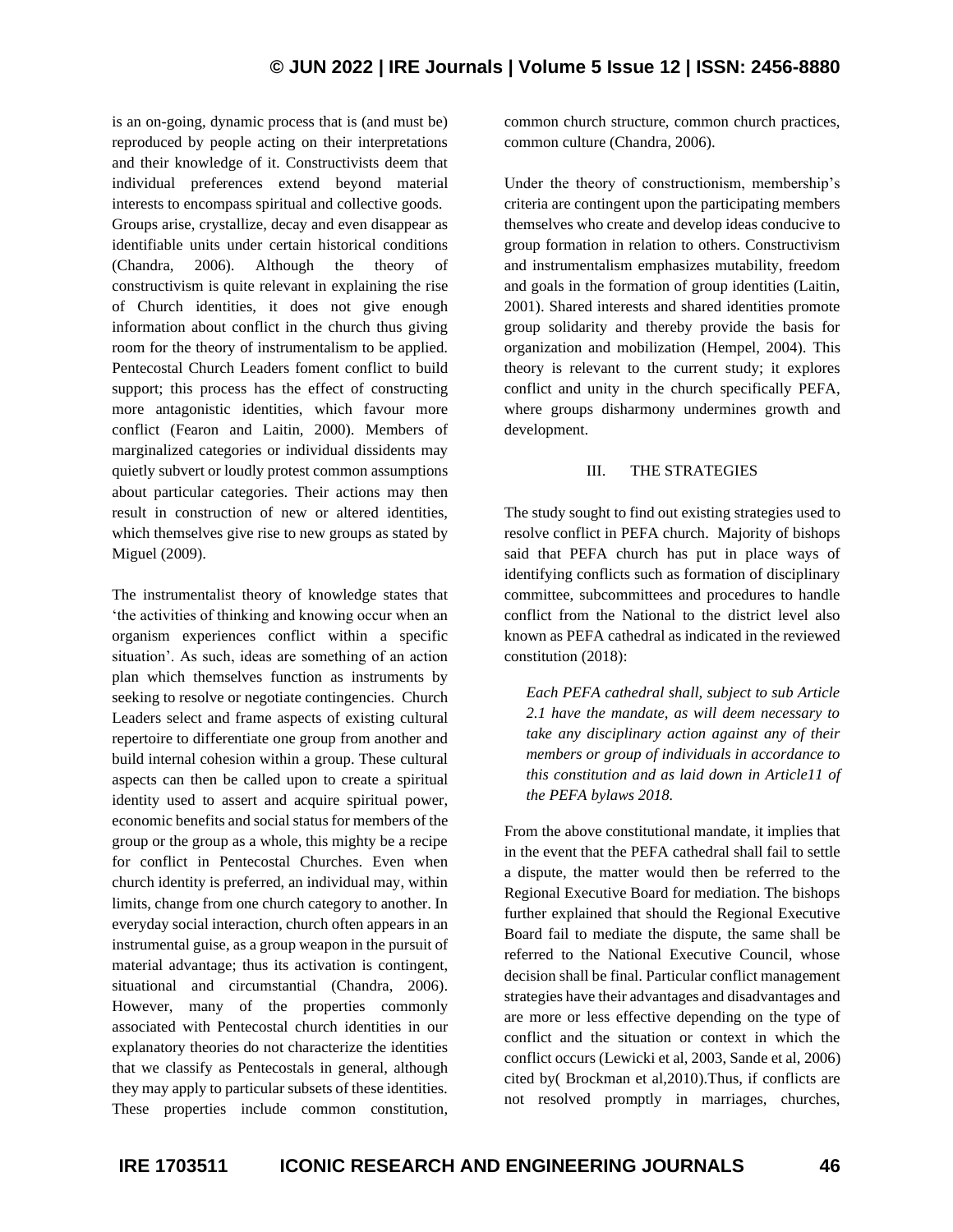is an on-going, dynamic process that is (and must be) reproduced by people acting on their interpretations and their knowledge of it. Constructivists deem that individual preferences extend beyond material interests to encompass spiritual and collective goods. Groups arise, crystallize, decay and even disappear as identifiable units under certain historical conditions (Chandra, 2006). Although the theory of constructivism is quite relevant in explaining the rise of Church identities, it does not give enough information about conflict in the church thus giving room for the theory of instrumentalism to be applied. Pentecostal Church Leaders foment conflict to build support; this process has the effect of constructing more antagonistic identities, which favour more conflict (Fearon and Laitin, 2000). Members of marginalized categories or individual dissidents may quietly subvert or loudly protest common assumptions about particular categories. Their actions may then result in construction of new or altered identities, which themselves give rise to new groups as stated by Miguel (2009).

The instrumentalist theory of knowledge states that 'the activities of thinking and knowing occur when an organism experiences conflict within a specific situation'. As such, ideas are something of an action plan which themselves function as instruments by seeking to resolve or negotiate contingencies. Church Leaders select and frame aspects of existing cultural repertoire to differentiate one group from another and build internal cohesion within a group. These cultural aspects can then be called upon to create a spiritual identity used to assert and acquire spiritual power, economic benefits and social status for members of the group or the group as a whole, this mighty be a recipe for conflict in Pentecostal Churches. Even when church identity is preferred, an individual may, within limits, change from one church category to another. In everyday social interaction, church often appears in an instrumental guise, as a group weapon in the pursuit of material advantage; thus its activation is contingent, situational and circumstantial (Chandra, 2006). However, many of the properties commonly associated with Pentecostal church identities in our explanatory theories do not characterize the identities that we classify as Pentecostals in general, although they may apply to particular subsets of these identities. These properties include common constitution, common church structure, common church practices, common culture (Chandra, 2006).

Under the theory of constructionism, membership's criteria are contingent upon the participating members themselves who create and develop ideas conducive to group formation in relation to others. Constructivism and instrumentalism emphasizes mutability, freedom and goals in the formation of group identities (Laitin, 2001). Shared interests and shared identities promote group solidarity and thereby provide the basis for organization and mobilization (Hempel, 2004). This theory is relevant to the current study; it explores conflict and unity in the church specifically PEFA, where groups disharmony undermines growth and development.

## III. THE STRATEGIES

The study sought to find out existing strategies used to resolve conflict in PEFA church. Majority of bishops said that PEFA church has put in place ways of identifying conflicts such as formation of disciplinary committee, subcommittees and procedures to handle conflict from the National to the district level also known as PEFA cathedral as indicated in the reviewed constitution (2018):

> *Each PEFA cathedral shall, subject to sub Article 2.1 have the mandate, as will deem necessary to take any disciplinary action against any of their members or group of individuals in accordance to this constitution and as laid down in Article11 of the PEFA bylaws 2018.*

From the above constitutional mandate, it implies that in the event that the PEFA cathedral shall fail to settle a dispute, the matter would then be referred to the Regional Executive Board for mediation. The bishops further explained that should the Regional Executive Board fail to mediate the dispute, the same shall be referred to the National Executive Council, whose decision shall be final. Particular conflict management strategies have their advantages and disadvantages and are more or less effective depending on the type of conflict and the situation or context in which the conflict occurs (Lewicki et al, 2003, Sande et al, 2006) cited by( Brockman et al,2010).Thus, if conflicts are not resolved promptly in marriages, churches,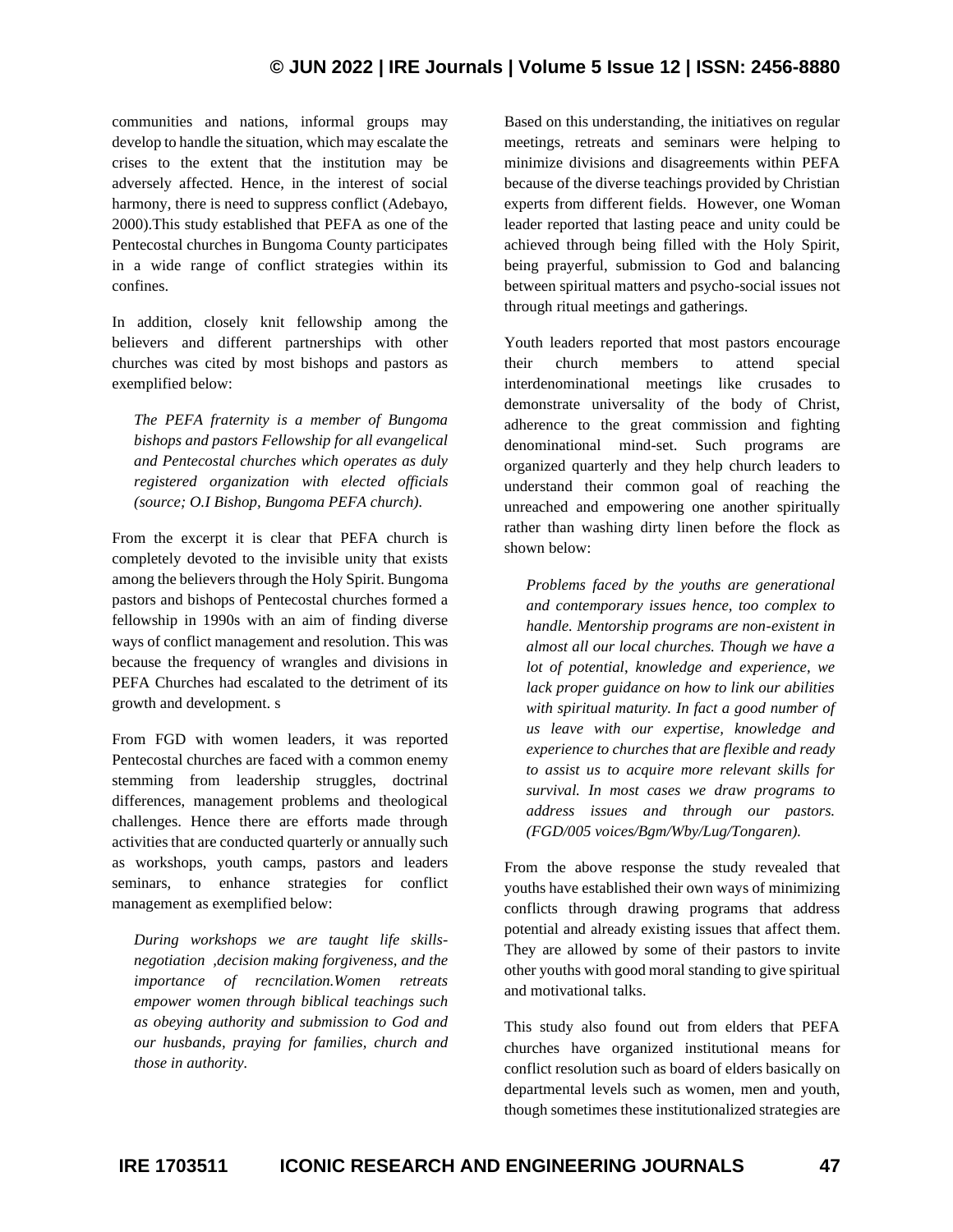communities and nations, informal groups may develop to handle the situation, which may escalate the crises to the extent that the institution may be adversely affected. Hence, in the interest of social harmony, there is need to suppress conflict (Adebayo, 2000).This study established that PEFA as one of the Pentecostal churches in Bungoma County participates in a wide range of conflict strategies within its confines.

In addition, closely knit fellowship among the believers and different partnerships with other churches was cited by most bishops and pastors as exemplified below:

> *The PEFA fraternity is a member of Bungoma bishops and pastors Fellowship for all evangelical and Pentecostal churches which operates as duly registered organization with elected officials (source; O.I Bishop, Bungoma PEFA church).*

From the excerpt it is clear that PEFA church is completely devoted to the invisible unity that exists among the believers through the Holy Spirit. Bungoma pastors and bishops of Pentecostal churches formed a fellowship in 1990s with an aim of finding diverse ways of conflict management and resolution. This was because the frequency of wrangles and divisions in PEFA Churches had escalated to the detriment of its growth and development. s

From FGD with women leaders, it was reported Pentecostal churches are faced with a common enemy stemming from leadership struggles, doctrinal differences, management problems and theological challenges. Hence there are efforts made through activities that are conducted quarterly or annually such as workshops, youth camps, pastors and leaders seminars, to enhance strategies for conflict management as exemplified below:

> *During workshops we are taught life skills- negotiation ,decision making forgiveness, and the importance of recncilation.Women retreats empower women through biblical teachings such as obeying authority and submission to God and our husbands, praying for families, church and those in authority.*

Based on this understanding, the initiatives on regular meetings, retreats and seminars were helping to minimize divisions and disagreements within PEFA because of the diverse teachings provided by Christian experts from different fields. However, one Woman leader reported that lasting peace and unity could be achieved through being filled with the Holy Spirit, being prayerful, submission to God and balancing between spiritual matters and psycho-social issues not through ritual meetings and gatherings.

Youth leaders reported that most pastors encourage their church members to attend special interdenominational meetings like crusades to demonstrate universality of the body of Christ, adherence to the great commission and fighting denominational mind-set. Such programs are organized quarterly and they help church leaders to understand their common goal of reaching the unreached and empowering one another spiritually rather than washing dirty linen before the flock as shown below:

> *Problems faced by the youths are generational and contemporary issues hence, too complex to handle. Mentorship programs are non-existent in almost all our local churches. Though we have a lot of potential, knowledge and experience, we lack proper guidance on how to link our abilities with spiritual maturity. In fact a good number of us leave with our expertise, knowledge and experience to churches that are flexible and ready to assist us to acquire more relevant skills for survival. In most cases we draw programs to address issues and through our pastors. (FGD/005 voices/Bgm/Wby/Lug/Tongaren).*

From the above response the study revealed that youths have established their own ways of minimizing conflicts through drawing programs that address potential and already existing issues that affect them. They are allowed by some of their pastors to invite other youths with good moral standing to give spiritual and motivational talks.

This study also found out from elders that PEFA churches have organized institutional means for conflict resolution such as board of elders basically on departmental levels such as women, men and youth, though sometimes these institutionalized strategies are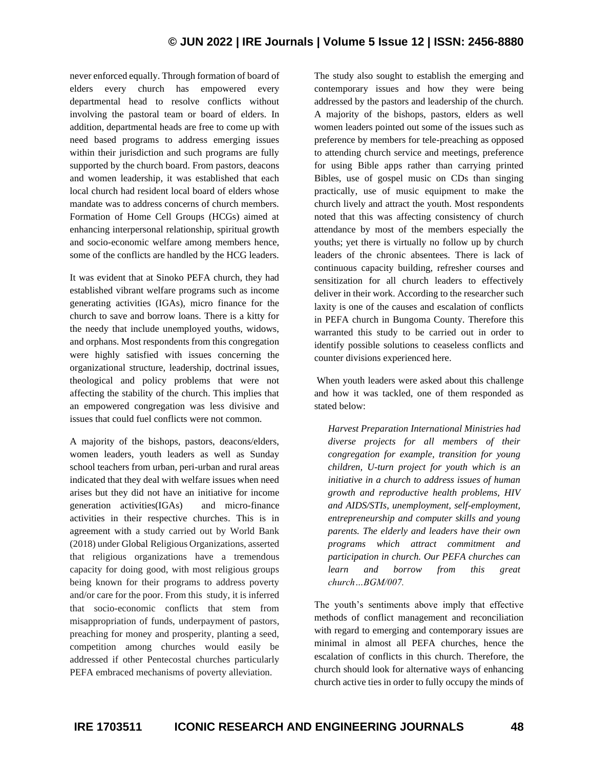never enforced equally. Through formation of board of elders every church has empowered every departmental head to resolve conflicts without involving the pastoral team or board of elders. In addition, departmental heads are free to come up with need based programs to address emerging issues within their jurisdiction and such programs are fully supported by the church board. From pastors, deacons and women leadership, it was established that each local church had resident local board of elders whose mandate was to address concerns of church members. Formation of Home Cell Groups (HCGs) aimed at enhancing interpersonal relationship, spiritual growth and socio-economic welfare among members hence, some of the conflicts are handled by the HCG leaders.

It was evident that at Sinoko PEFA church, they had established vibrant welfare programs such as income generating activities (IGAs), micro finance for the church to save and borrow loans. There is a kitty for the needy that include unemployed youths, widows, and orphans. Most respondents from this congregation were highly satisfied with issues concerning the organizational structure, leadership, doctrinal issues, theological and policy problems that were not affecting the stability of the church. This implies that an empowered congregation was less divisive and issues that could fuel conflicts were not common.

A majority of the bishops, pastors, deacons/elders, women leaders, youth leaders as well as Sunday school teachers from urban, peri-urban and rural areas indicated that they deal with welfare issues when need arises but they did not have an initiative for income generation activities(IGAs) and micro-finance activities in their respective churches. This is in agreement with a study carried out by World Bank (2018) under Global Religious Organizations, asserted that religious organizations have a tremendous capacity for doing good, with most religious groups being known for their programs to address poverty and/or care for the poor. From this study, it is inferred that socio-economic conflicts that stem from misappropriation of funds, underpayment of pastors, preaching for money and prosperity, planting a seed, competition among churches would easily be addressed if other Pentecostal churches particularly PEFA embraced mechanisms of poverty alleviation.

The study also sought to establish the emerging and contemporary issues and how they were being addressed by the pastors and leadership of the church. A majority of the bishops, pastors, elders as well women leaders pointed out some of the issues such as preference by members for tele-preaching as opposed to attending church service and meetings, preference for using Bible apps rather than carrying printed Bibles, use of gospel music on CDs than singing practically, use of music equipment to make the church lively and attract the youth. Most respondents noted that this was affecting consistency of church attendance by most of the members especially the youths; yet there is virtually no follow up by church leaders of the chronic absentees. There is lack of continuous capacity building, refresher courses and sensitization for all church leaders to effectively deliver in their work. According to the researcher such laxity is one of the causes and escalation of conflicts in PEFA church in Bungoma County. Therefore this warranted this study to be carried out in order to identify possible solutions to ceaseless conflicts and counter divisions experienced here.

When youth leaders were asked about this challenge and how it was tackled, one of them responded as stated below:

> *Harvest Preparation International Ministries had diverse projects for all members of their congregation for example, transition for young children, U-turn project for youth which is an initiative in a church to address issues of human growth and reproductive health problems, HIV and AIDS/STIs, unemployment, self-employment, entrepreneurship and computer skills and young parents. The elderly and leaders have their own programs which attract commitment and participation in church. Our PEFA churches can learn and borrow from this great church…BGM/007.*

The youth's sentiments above imply that effective methods of conflict management and reconciliation with regard to emerging and contemporary issues are minimal in almost all PEFA churches, hence the escalation of conflicts in this church. Therefore, the church should look for alternative ways of enhancing church active ties in order to fully occupy the minds of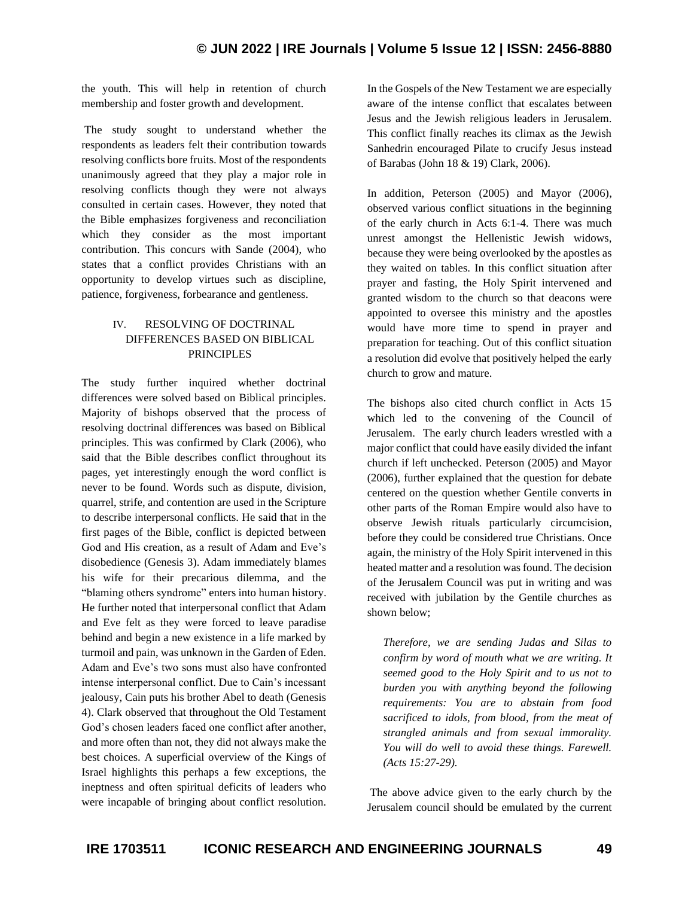the youth. This will help in retention of church membership and foster growth and development.

The study sought to understand whether the respondents as leaders felt their contribution towards resolving conflicts bore fruits. Most of the respondents unanimously agreed that they play a major role in resolving conflicts though they were not always consulted in certain cases. However, they noted that the Bible emphasizes forgiveness and reconciliation which they consider as the most important contribution. This concurs with Sande (2004), who states that a conflict provides Christians with an opportunity to develop virtues such as discipline, patience, forgiveness, forbearance and gentleness.

## IV. RESOLVING OF DOCTRINAL DIFFERENCES BASED ON BIBLICAL PRINCIPLES

The study further inquired whether doctrinal differences were solved based on Biblical principles. Majority of bishops observed that the process of resolving doctrinal differences was based on Biblical principles. This was confirmed by Clark (2006), who said that the Bible describes conflict throughout its pages, yet interestingly enough the word conflict is never to be found. Words such as dispute, division, quarrel, strife, and contention are used in the Scripture to describe interpersonal conflicts. He said that in the first pages of the Bible, conflict is depicted between God and His creation, as a result of Adam and Eve's disobedience (Genesis 3). Adam immediately blames his wife for their precarious dilemma, and the "blaming others syndrome" enters into human history. He further noted that interpersonal conflict that Adam and Eve felt as they were forced to leave paradise behind and begin a new existence in a life marked by turmoil and pain, was unknown in the Garden of Eden. Adam and Eve's two sons must also have confronted intense interpersonal conflict. Due to Cain's incessant jealousy, Cain puts his brother Abel to death (Genesis 4). Clark observed that throughout the Old Testament God's chosen leaders faced one conflict after another, and more often than not, they did not always make the best choices. A superficial overview of the Kings of Israel highlights this perhaps a few exceptions, the ineptness and often spiritual deficits of leaders who were incapable of bringing about conflict resolution. In the Gospels of the New Testament we are especially aware of the intense conflict that escalates between Jesus and the Jewish religious leaders in Jerusalem. This conflict finally reaches its climax as the Jewish Sanhedrin encouraged Pilate to crucify Jesus instead of Barabas (John 18 & 19) Clark, 2006).

In addition, Peterson (2005) and Mayor (2006), observed various conflict situations in the beginning of the early church in Acts 6:1-4. There was much unrest amongst the Hellenistic Jewish widows, because they were being overlooked by the apostles as they waited on tables. In this conflict situation after prayer and fasting, the Holy Spirit intervened and granted wisdom to the church so that deacons were appointed to oversee this ministry and the apostles would have more time to spend in prayer and preparation for teaching. Out of this conflict situation a resolution did evolve that positively helped the early church to grow and mature.

The bishops also cited church conflict in Acts 15 which led to the convening of the Council of Jerusalem. The early church leaders wrestled with a major conflict that could have easily divided the infant church if left unchecked. Peterson (2005) and Mayor (2006), further explained that the question for debate centered on the question whether Gentile converts in other parts of the Roman Empire would also have to observe Jewish rituals particularly circumcision, before they could be considered true Christians. Once again, the ministry of the Holy Spirit intervened in this heated matter and a resolution was found. The decision of the Jerusalem Council was put in writing and was received with jubilation by the Gentile churches as shown below;

> *Therefore, we are sending Judas and Silas to confirm by word of mouth what we are writing. It seemed good to the Holy Spirit and to us not to burden you with anything beyond the following requirements: You are to abstain from food sacrificed to idols, from blood, from the meat of strangled animals and from sexual immorality. You will do well to avoid these things. Farewell. (Acts 15:27-29).*

The above advice given to the early church by the Jerusalem council should be emulated by the current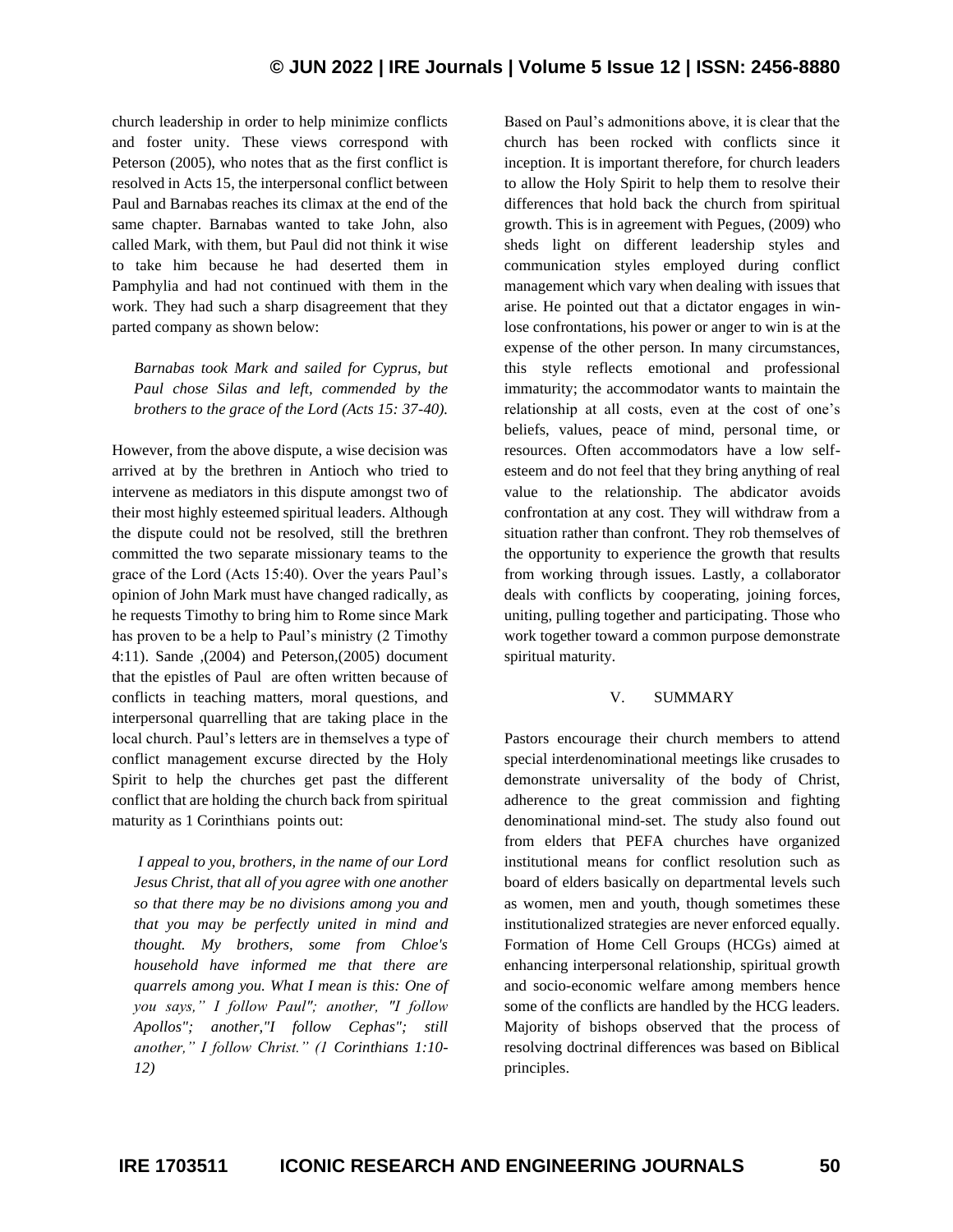church leadership in order to help minimize conflicts and foster unity. These views correspond with Peterson (2005), who notes that as the first conflict is resolved in Acts 15, the interpersonal conflict between Paul and Barnabas reaches its climax at the end of the same chapter. Barnabas wanted to take John, also called Mark, with them, but Paul did not think it wise to take him because he had deserted them in Pamphylia and had not continued with them in the work. They had such a sharp disagreement that they parted company as shown below:

> *Barnabas took Mark and sailed for Cyprus, but Paul chose Silas and left, commended by the brothers to the grace of the Lord (Acts 15: 37-40).*

However, from the above dispute, a wise decision was arrived at by the brethren in Antioch who tried to intervene as mediators in this dispute amongst two of their most highly esteemed spiritual leaders. Although the dispute could not be resolved, still the brethren committed the two separate missionary teams to the grace of the Lord (Acts 15:40). Over the years Paul's opinion of John Mark must have changed radically, as he requests Timothy to bring him to Rome since Mark has proven to be a help to Paul's ministry (2 Timothy 4:11). Sande ,(2004) and Peterson,(2005) document that the epistles of Paul are often written because of conflicts in teaching matters, moral questions, and interpersonal quarrelling that are taking place in the local church. Paul's letters are in themselves a type of conflict management excurse directed by the Holy Spirit to help the churches get past the different conflict that are holding the church back from spiritual maturity as 1 Corinthians points out:

> *I appeal to you, brothers, in the name of our Lord Jesus Christ, that all of you agree with one another so that there may be no divisions among you and that you may be perfectly united in mind and thought. My brothers, some from Chloe's household have informed me that there are quarrels among you. What I mean is this: One of you says," I follow Paul"; another, "I follow Apollos"; another,"I follow Cephas"; still another," I follow Christ." (1 Corinthians 1:10-12)*

Based on Paul's admonitions above, it is clear that the church has been rocked with conflicts since it inception. It is important therefore, for church leaders to allow the Holy Spirit to help them to resolve their differences that hold back the church from spiritual growth. This is in agreement with Pegues, (2009) who sheds light on different leadership styles and communication styles employed during conflict management which vary when dealing with issues that arise. He pointed out that a dictator engages in win-lose confrontations, his power or anger to win is at the expense of the other person. In many circumstances, this style reflects emotional and professional immaturity; the accommodator wants to maintain the relationship at all costs, even at the cost of one's beliefs, values, peace of mind, personal time, or resources. Often accommodators have a low self-esteem and do not feel that they bring anything of real value to the relationship. The abdicator avoids confrontation at any cost. They will withdraw from a situation rather than confront. They rob themselves of the opportunity to experience the growth that results from working through issues. Lastly, a collaborator deals with conflicts by cooperating, joining forces, uniting, pulling together and participating. Those who work together toward a common purpose demonstrate spiritual maturity.

## V. SUMMARY

Pastors encourage their church members to attend special interdenominational meetings like crusades to demonstrate universality of the body of Christ, adherence to the great commission and fighting denominational mind-set. The study also found out from elders that PEFA churches have organized institutional means for conflict resolution such as board of elders basically on departmental levels such as women, men and youth, though sometimes these institutionalized strategies are never enforced equally. Formation of Home Cell Groups (HCGs) aimed at enhancing interpersonal relationship, spiritual growth and socio-economic welfare among members hence some of the conflicts are handled by the HCG leaders. Majority of bishops observed that the process of resolving doctrinal differences was based on Biblical principles.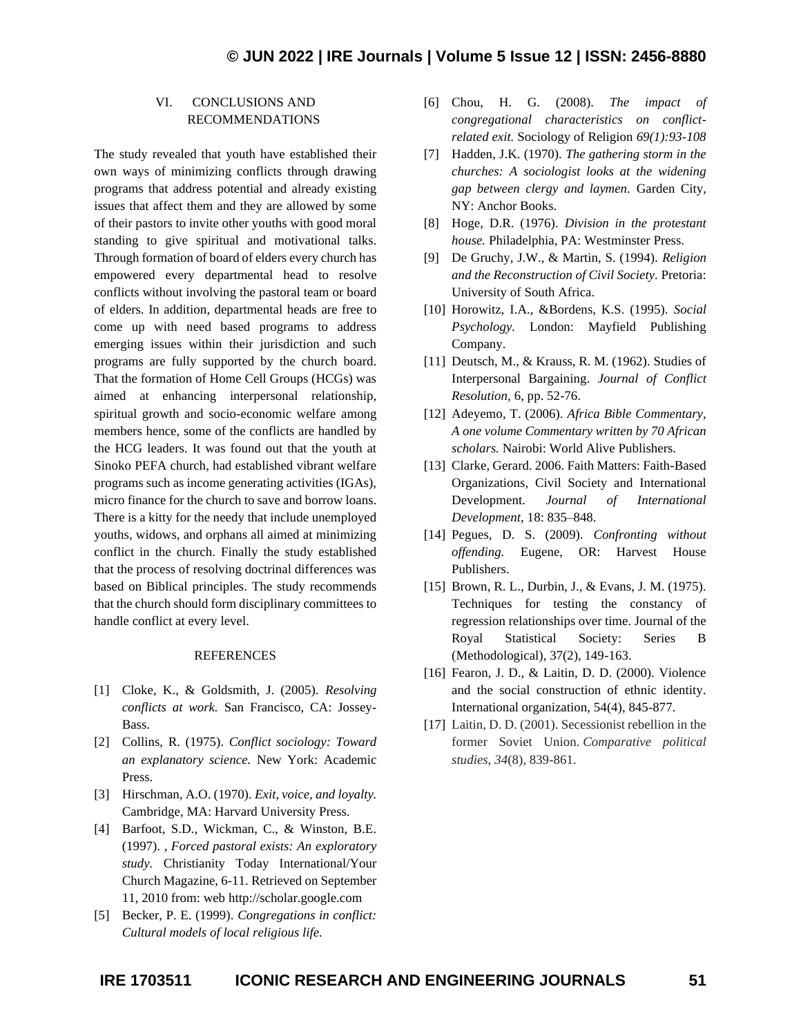## VI. CONCLUSIONS AND RECOMMENDATIONS

The study revealed that youth have established their own ways of minimizing conflicts through drawing programs that address potential and already existing issues that affect them and they are allowed by some of their pastors to invite other youths with good moral standing to give spiritual and motivational talks. Through formation of board of elders every church has empowered every departmental head to resolve conflicts without involving the pastoral team or board of elders. In addition, departmental heads are free to come up with need based programs to address emerging issues within their jurisdiction and such programs are fully supported by the church board. That the formation of Home Cell Groups (HCGs) was aimed at enhancing interpersonal relationship, spiritual growth and socio-economic welfare among members hence, some of the conflicts are handled by the HCG leaders. It was found out that the youth at Sinoko PEFA church, had established vibrant welfare programs such as income generating activities (IGAs), micro finance for the church to save and borrow loans. There is a kitty for the needy that include unemployed youths, widows, and orphans all aimed at minimizing conflict in the church. Finally the study established that the process of resolving doctrinal differences was based on Biblical principles. The study recommends that the church should form disciplinary committees to handle conflict at every level.

## REFERENCES

[1] Cloke, K., & Goldsmith, J. (2005). *Resolving conflicts at work.* San Francisco, CA: Jossey-Bass.

[2] Collins, R. (1975). *Conflict sociology: Toward an explanatory science.* New York: Academic Press.

[3] Hirschman, A.O. (1970). *Exit, voice, and loyalty.* Cambridge, MA: Harvard University Press.

[4] Barfoot, S.D., Wickman, C., & Winston, B.E. (1997). , *Forced pastoral exists: An exploratory study.* Christianity Today International/Your Church Magazine, 6-11. Retrieved on September 11, 2010 from: web http://scholar.google.com

[5] Becker, P. E. (1999). *Congregations in conflict: Cultural models of local religious life.*

[6] Chou, H. G. (2008). *The impact of congregational characteristics on conflict-related exit.* Sociology of Religion *69(1):93-108*

[7] Hadden, J.K. (1970). *The gathering storm in the churches: A sociologist looks at the widening gap between clergy and laymen.* Garden City, NY: Anchor Books.

[8] Hoge, D.R. (1976). *Division in the protestant house.* Philadelphia, PA: Westminster Press.

[9] De Gruchy, J.W., & Martin, S. (1994). *Religion and the Reconstruction of Civil Society.* Pretoria: University of South Africa.

[10] Horowitz, I.A., &Bordens, K.S. (1995). *Social Psychology.* London: Mayfield Publishing Company.

[11] Deutsch, M., & Krauss, R. M. (1962). Studies of Interpersonal Bargaining. *Journal of Conflict Resolution,* 6, pp. 52-76.

[12] Adeyemo, T. (2006). *Africa Bible Commentary, A one volume Commentary written by 70 African scholars.* Nairobi: World Alive Publishers.

[13] Clarke, Gerard. 2006. Faith Matters: Faith-Based Organizations, Civil Society and International Development. *Journal of International Development*, 18: 835–848.

[14] Pegues, D. S. (2009). *Confronting without offending.* Eugene, OR: Harvest House Publishers.

[15] Brown, R. L., Durbin, J., & Evans, J. M. (1975). Techniques for testing the constancy of regression relationships over time. Journal of the Royal Statistical Society: Series B (Methodological), 37(2), 149-163.

[16] Fearon, J. D., & Laitin, D. D. (2000). Violence and the social construction of ethnic identity. International organization, 54(4), 845-877.

[17] Laitin, D. D. (2001). Secessionist rebellion in the former Soviet Union. *Comparative political studies, 34*(8), 839-861.